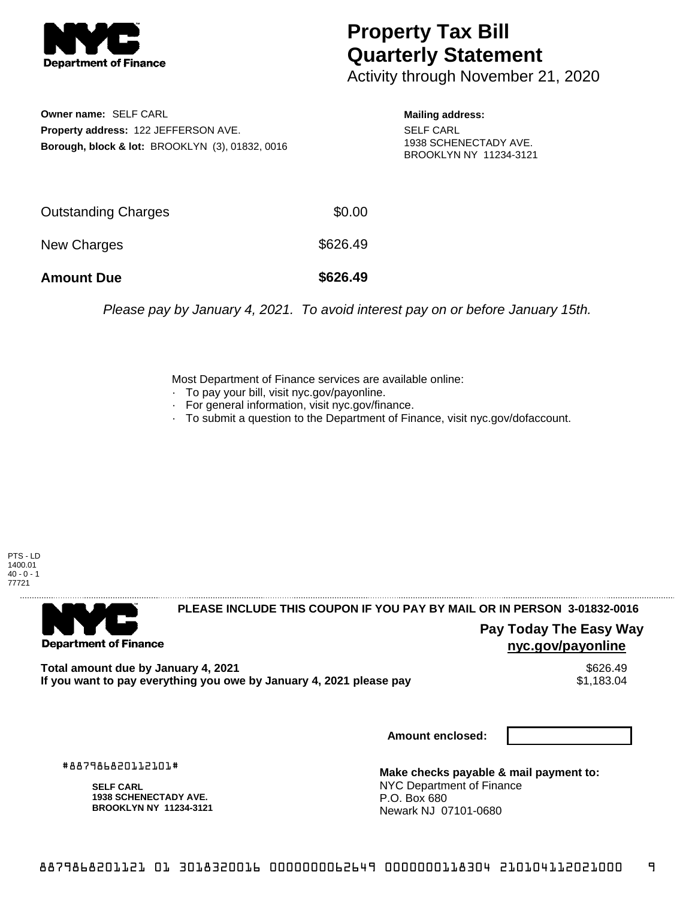**NYC Department of Finance**

# Property Tax Bill Quarterly Statement

Activity through November 21, 2020

**Owner name:** SELF CARL
**Property address:** 122 JEFFERSON AVE.
**Borough, block & lot:** BROOKLYN (3), 01832, 0016

**Mailing address:**
SELF CARL
1938 SCHENECTADY AVE.
BROOKLYN NY 11234-3121

| | |
|---|---|
| Outstanding Charges | $0.00 |
| New Charges | $626.49 |
| **Amount Due** | **$626.49** |

*Please pay by January 4, 2021. To avoid interest pay on or before January 15th.*

Most Department of Finance services are available online:

- To pay your bill, visit nyc.gov/payonline.
- For general information, visit nyc.gov/finance.
- To submit a question to the Department of Finance, visit nyc.gov/dofaccount.

PTS - LD
1400.01
40 - 0 - 1
77721

---

**NYC Department of Finance**

**PLEASE INCLUDE THIS COUPON IF YOU PAY BY MAIL OR IN PERSON 3-01832-0016**

**Pay Today The Easy Way**
**nyc.gov/payonline**

| | |
|---|---|
| **Total amount due by January 4, 2021** | $626.49 |
| **If you want to pay everything you owe by January 4, 2021 please pay** | $1,183.04 |

**Amount enclosed:**

#887986820112101#

**SELF CARL**
**1938 SCHENECTADY AVE.**
**BROOKLYN NY 11234-3121**

**Make checks payable & mail payment to:**
NYC Department of Finance
P.O. Box 680
Newark NJ 07101-0680

8879868201121 01 3018320016 0000000062649 0000000118304 210104112021000 9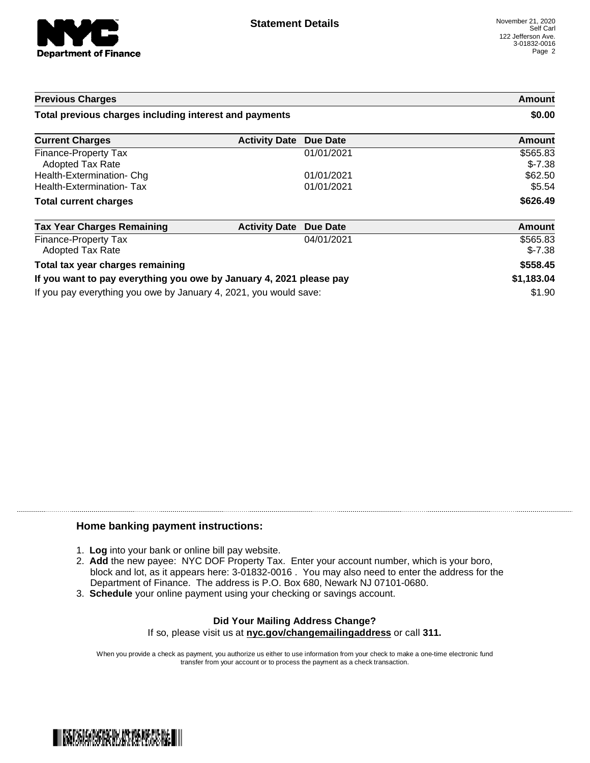# Statement Details

November 21, 2020
Self Carl
122 Jefferson Ave.
3-01832-0016

| Previous Charges | | | Amount |
|---|---|---|---|
| **Total previous charges including interest and payments** | | | **$0.00** |

| Current Charges | Activity Date | Due Date | Amount |
|---|---|---|---|
| Finance-Property Tax | | 01/01/2021 | $565.83 |
| Adopted Tax Rate | | | $-7.38 |
| Health-Extermination- Chg | | 01/01/2021 | $62.50 |
| Health-Extermination- Tax | | 01/01/2021 | $5.54 |
| **Total current charges** | | | **$626.49** |

| Tax Year Charges Remaining | Activity Date | Due Date | Amount |
|---|---|---|---|
| Finance-Property Tax | | 04/01/2021 | $565.83 |
| Adopted Tax Rate | | | $-7.38 |
| **Total tax year charges remaining** | | | **$558.45** |
| **If you want to pay everything you owe by January 4, 2021 please pay** | | | **$1,183.04** |
| If you pay everything you owe by January 4, 2021, you would save: | | | $1.90 |

## Home banking payment instructions:

1. **Log** into your bank or online bill pay website.
2. **Add** the new payee: NYC DOF Property Tax. Enter your account number, which is your boro, block and lot, as it appears here: 3-01832-0016 . You may also need to enter the address for the Department of Finance. The address is P.O. Box 680, Newark NJ 07101-0680.
3. **Schedule** your online payment using your checking or savings account.

**Did Your Mailing Address Change?**

If so, please visit us at **nyc.gov/changemailingaddress** or call **311.**

When you provide a check as payment, you authorize us either to use information from your check to make a one-time electronic fund transfer from your account or to process the payment as a check transaction.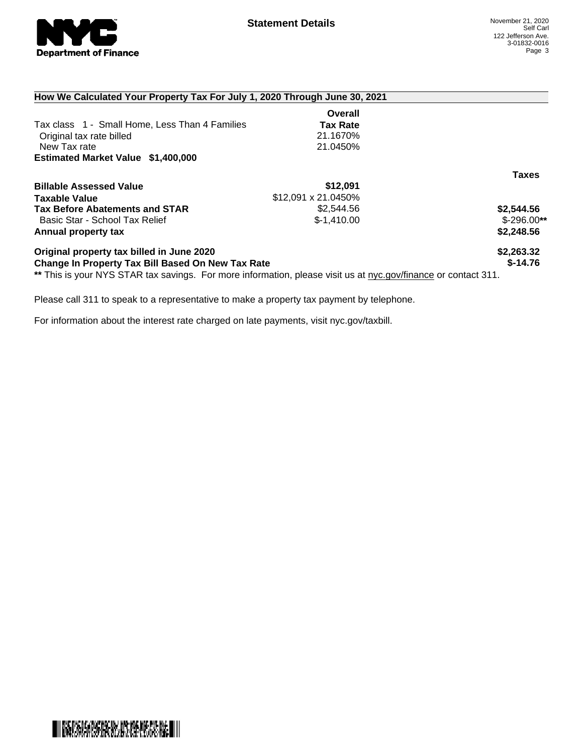## Statement Details

November 21, 2020
Self Carl
122 Jefferson Ave.
3-01832-0016

### How We Calculated Your Property Tax For July 1, 2020 Through June 30, 2021

| | Overall Tax Rate | Taxes |
|---|---|---|
| Tax class 1 - Small Home, Less Than 4 Families | | |
| Original tax rate billed | 21.1670% | |
| New Tax rate | 21.0450% | |
| **Estimated Market Value $1,400,000** | | |
| **Billable Assessed Value** | **$12,091** | |
| **Taxable Value** | $12,091 x 21.0450% | |
| **Tax Before Abatements and STAR** | $2,544.56 | **$2,544.56** |
| Basic Star - School Tax Relief | $-1,410.00 | $-296.00** |
| **Annual property tax** | | **$2,248.56** |
| **Original property tax billed in June 2020** | | **$2,263.32** |
| **Change In Property Tax Bill Based On New Tax Rate** | | **$-14.76** |

** This is your NYS STAR tax savings. For more information, please visit us at nyc.gov/finance or contact 311.

Please call 311 to speak to a representative to make a property tax payment by telephone.

For information about the interest rate charged on late payments, visit nyc.gov/taxbill.